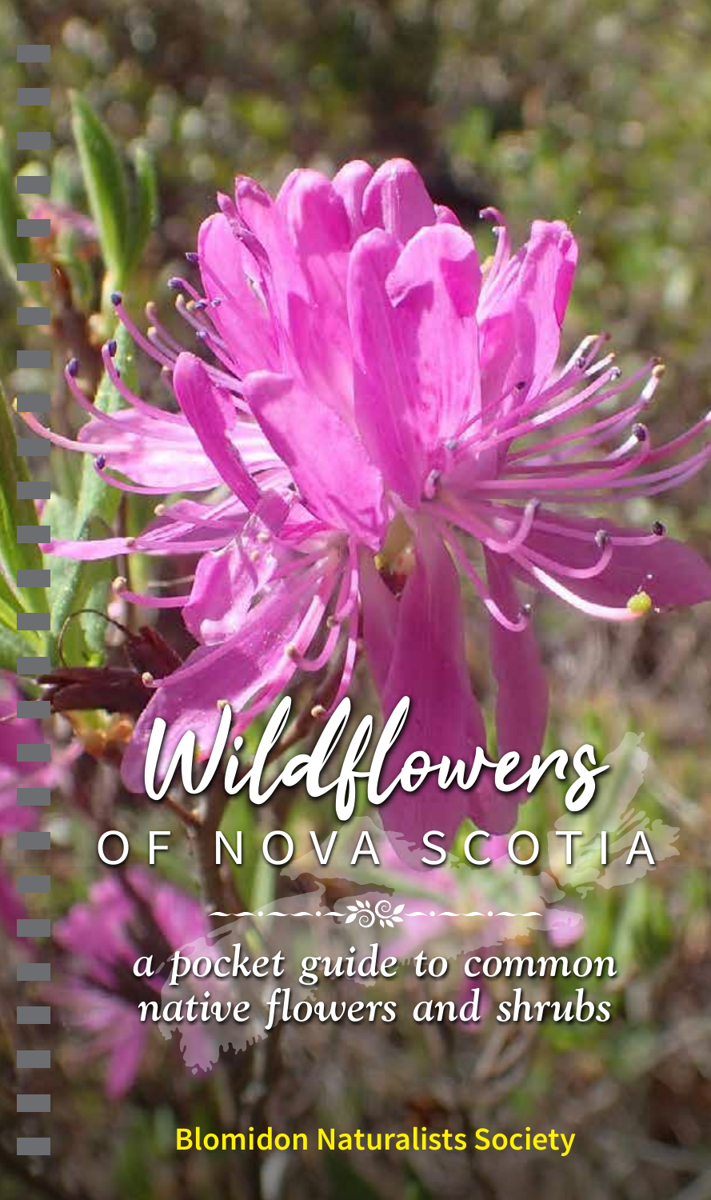# Wildflowers

## OF NOVA SCOTIA

*a pocket guide to common native flowers and shrubs*

**Blomidon Naturalists Society**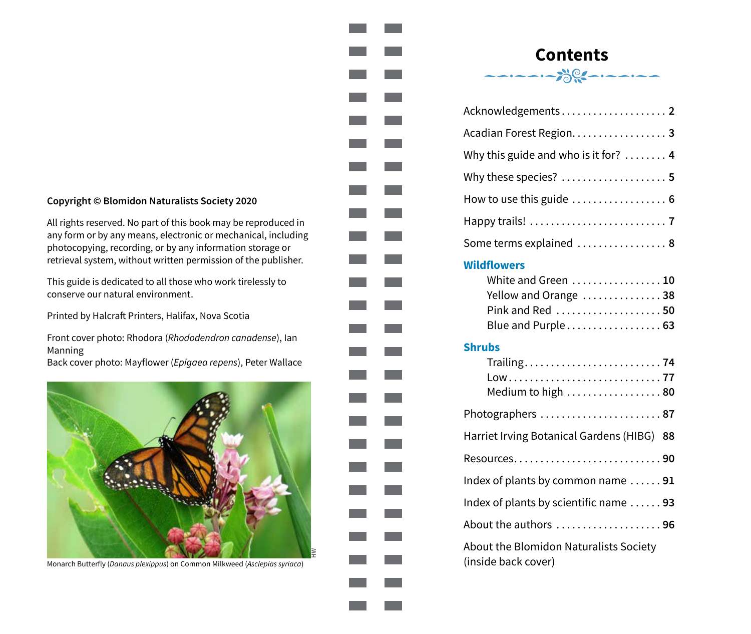**Copyright © Blomidon Naturalists Society 2020**

All rights reserved. No part of this book may be reproduced in any form or by any means, electronic or mechanical, including photocopying, recording, or by any information storage or retrieval system, without written permission of the publisher.

This guide is dedicated to all those who work tirelessly to conserve our natural environment.

Printed by Halcraft Printers, Halifax, Nova Scotia

Front cover photo: Rhodora (*Rhododendron canadense*), Ian Manning
Back cover photo: Mayflower (*Epigaea repens*), Peter Wallace

HW

Monarch Butterfly (*Danaus plexippus*) on Common Milkweed (*Asclepias syriaca*)

# Contents

Acknowledgements . . . . . . . . . . . . . . . . . . . . **2**

Acadian Forest Region . . . . . . . . . . . . . . . . . . **3**

Why this guide and who is it for? . . . . . . . . **4**

Why these species? . . . . . . . . . . . . . . . . . . . . **5**

How to use this guide . . . . . . . . . . . . . . . . . . **6**

Happy trails! . . . . . . . . . . . . . . . . . . . . . . . . . . **7**

Some terms explained . . . . . . . . . . . . . . . . . **8**

## Wildflowers

- White and Green . . . . . . . . . . . . . . . . . **10**
- Yellow and Orange . . . . . . . . . . . . . . . **38**
- Pink and Red . . . . . . . . . . . . . . . . . . . . **50**
- Blue and Purple . . . . . . . . . . . . . . . . . . **63**

## Shrubs

- Trailing . . . . . . . . . . . . . . . . . . . . . . . . . **74**
- Low . . . . . . . . . . . . . . . . . . . . . . . . . . . . **77**
- Medium to high . . . . . . . . . . . . . . . . . . **80**

Photographers . . . . . . . . . . . . . . . . . . . . . . . **87**

Harriet Irving Botanical Gardens (HIBG) **88**

Resources . . . . . . . . . . . . . . . . . . . . . . . . . . . **90**

Index of plants by common name . . . . . . **91**

Index of plants by scientific name . . . . . . **93**

About the authors . . . . . . . . . . . . . . . . . . . . **96**

About the Blomidon Naturalists Society (inside back cover)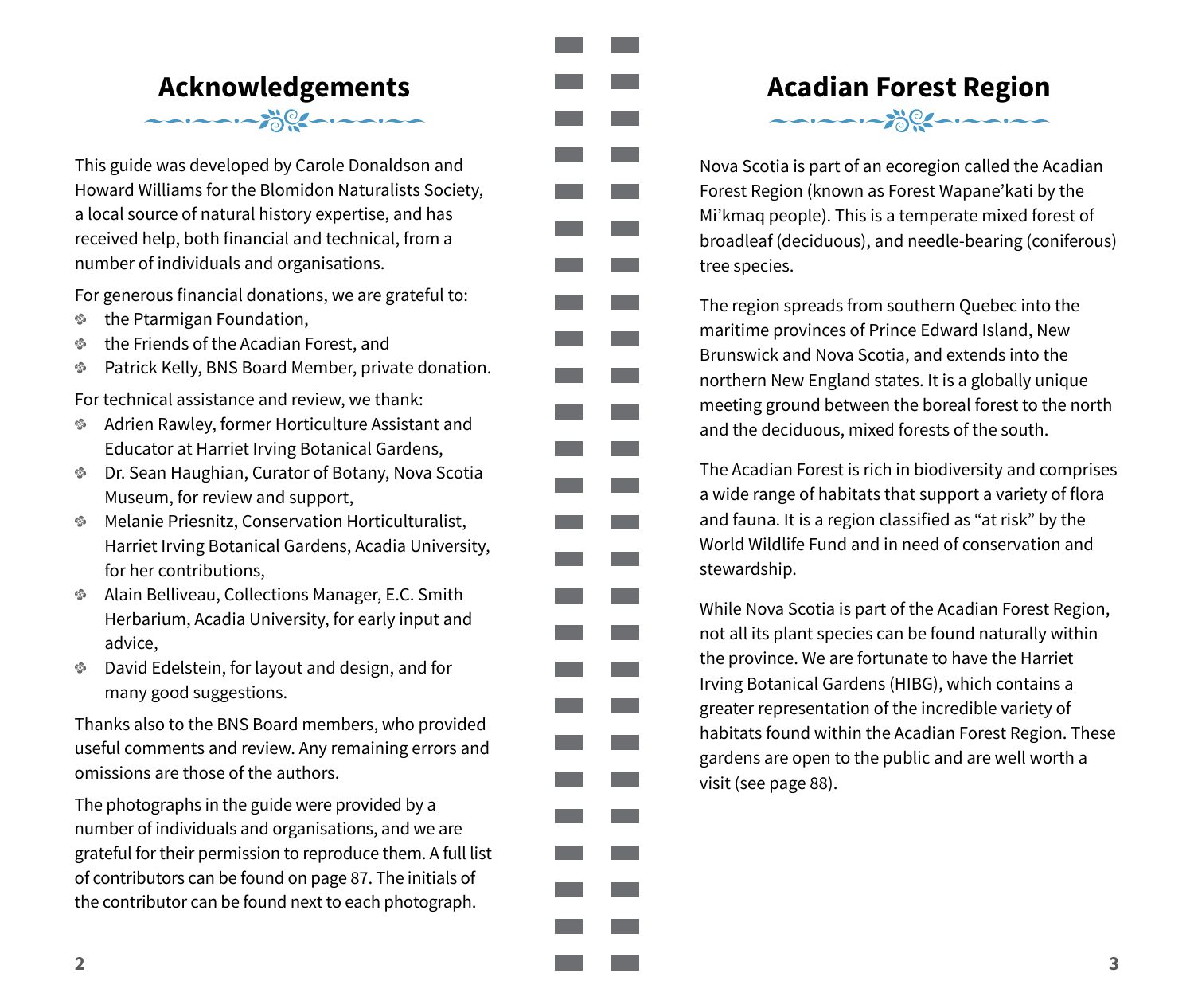# Acknowledgements

This guide was developed by Carole Donaldson and Howard Williams for the Blomidon Naturalists Society, a local source of natural history expertise, and has received help, both financial and technical, from a number of individuals and organisations.

For generous financial donations, we are grateful to:

- the Ptarmigan Foundation,
- the Friends of the Acadian Forest, and
- Patrick Kelly, BNS Board Member, private donation.

For technical assistance and review, we thank:

- Adrien Rawley, former Horticulture Assistant and Educator at Harriet Irving Botanical Gardens,
- Dr. Sean Haughian, Curator of Botany, Nova Scotia Museum, for review and support,
- Melanie Priesnitz, Conservation Horticulturalist, Harriet Irving Botanical Gardens, Acadia University, for her contributions,
- Alain Belliveau, Collections Manager, E.C. Smith Herbarium, Acadia University, for early input and advice,
- David Edelstein, for layout and design, and for many good suggestions.

Thanks also to the BNS Board members, who provided useful comments and review. Any remaining errors and omissions are those of the authors.

The photographs in the guide were provided by a number of individuals and organisations, and we are grateful for their permission to reproduce them. A full list of contributors can be found on page 87. The initials of the contributor can be found next to each photograph.

# Acadian Forest Region

Nova Scotia is part of an ecoregion called the Acadian Forest Region (known as Forest Wapane'kati by the Mi'kmaq people). This is a temperate mixed forest of broadleaf (deciduous), and needle-bearing (coniferous) tree species.

The region spreads from southern Quebec into the maritime provinces of Prince Edward Island, New Brunswick and Nova Scotia, and extends into the northern New England states. It is a globally unique meeting ground between the boreal forest to the north and the deciduous, mixed forests of the south.

The Acadian Forest is rich in biodiversity and comprises a wide range of habitats that support a variety of flora and fauna. It is a region classified as "at risk" by the World Wildlife Fund and in need of conservation and stewardship.

While Nova Scotia is part of the Acadian Forest Region, not all its plant species can be found naturally within the province. We are fortunate to have the Harriet Irving Botanical Gardens (HIBG), which contains a greater representation of the incredible variety of habitats found within the Acadian Forest Region. These gardens are open to the public and are well worth a visit (see page 88).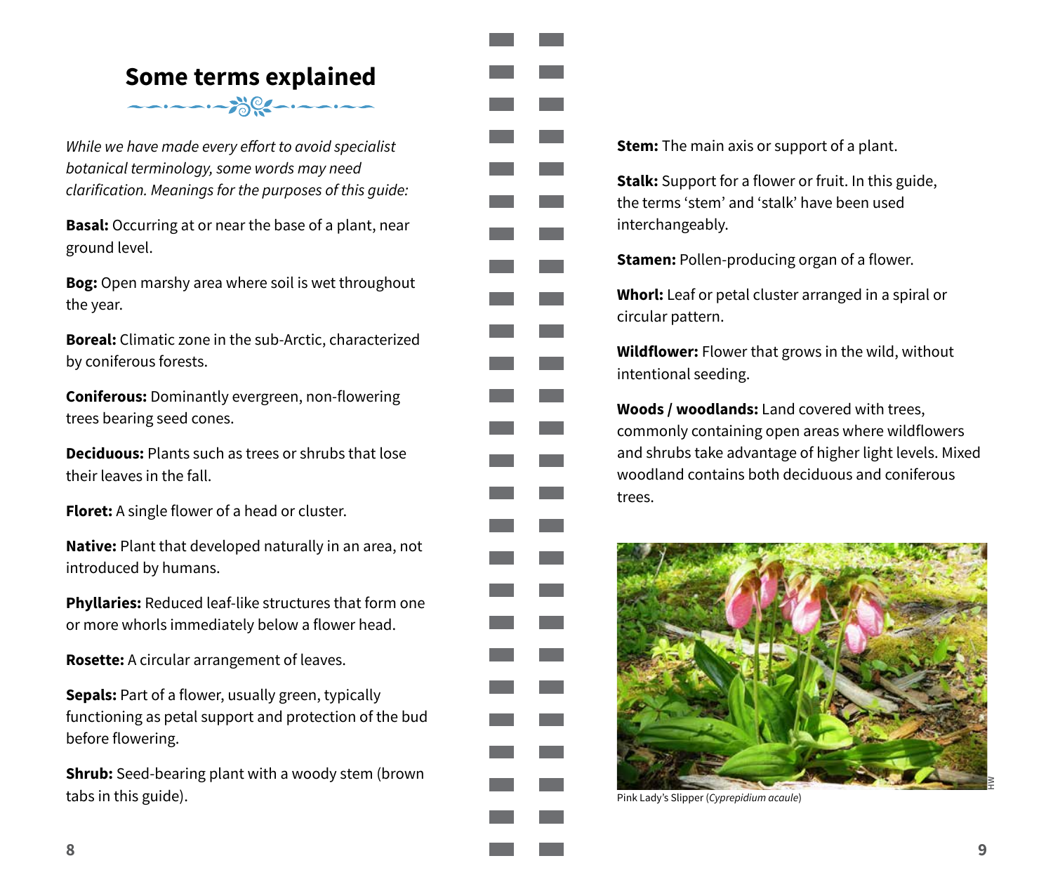## Some terms explained

*While we have made every effort to avoid specialist botanical terminology, some words may need clarification. Meanings for the purposes of this guide:*

**Basal:** Occurring at or near the base of a plant, near ground level.

**Bog:** Open marshy area where soil is wet throughout the year.

**Boreal:** Climatic zone in the sub-Arctic, characterized by coniferous forests.

**Coniferous:** Dominantly evergreen, non-flowering trees bearing seed cones.

**Deciduous:** Plants such as trees or shrubs that lose their leaves in the fall.

**Floret:** A single flower of a head or cluster.

**Native:** Plant that developed naturally in an area, not introduced by humans.

**Phyllaries:** Reduced leaf-like structures that form one or more whorls immediately below a flower head.

**Rosette:** A circular arrangement of leaves.

**Sepals:** Part of a flower, usually green, typically functioning as petal support and protection of the bud before flowering.

**Shrub:** Seed-bearing plant with a woody stem (brown tabs in this guide).

**Stem:** The main axis or support of a plant.

**Stalk:** Support for a flower or fruit. In this guide, the terms 'stem' and 'stalk' have been used interchangeably.

**Stamen:** Pollen-producing organ of a flower.

**Whorl:** Leaf or petal cluster arranged in a spiral or circular pattern.

**Wildflower:** Flower that grows in the wild, without intentional seeding.

**Woods / woodlands:** Land covered with trees, commonly containing open areas where wildflowers and shrubs take advantage of higher light levels. Mixed woodland contains both deciduous and coniferous trees.

HW

Pink Lady's Slipper (*Cypripedium acaule*)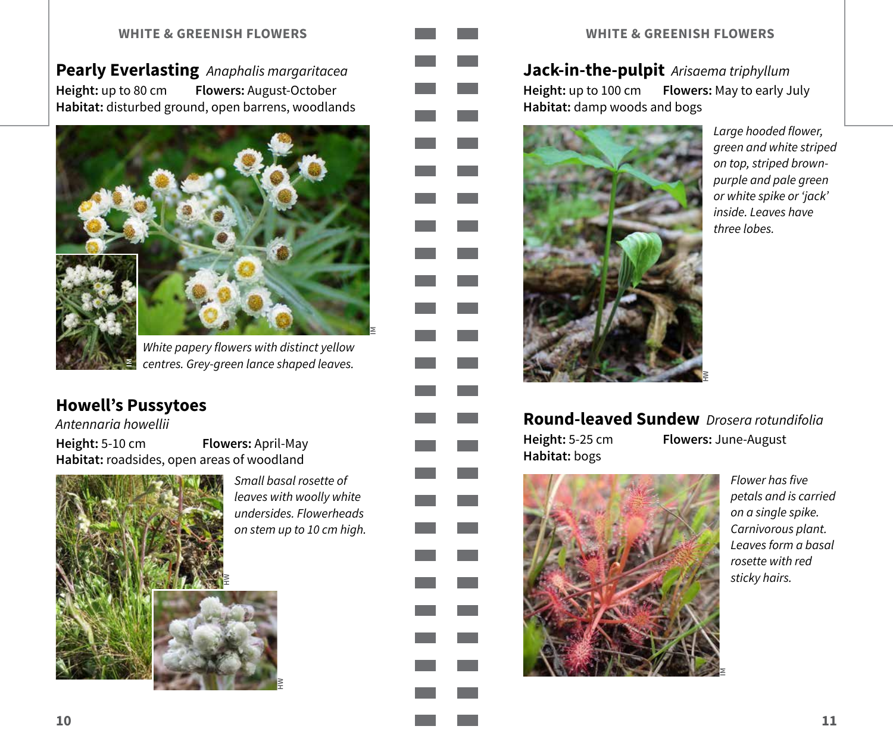## Pearly Everlasting *Anaphalis margaritacea*

**Height:** up to 80 cm **Flowers:** August-October
**Habitat:** disturbed ground, open barrens, woodlands

*White papery flowers with distinct yellow centres. Grey-green lance shaped leaves.*

## Howell's Pussytoes

*Antennaria howellii*

**Height:** 5-10 cm **Flowers:** April-May
**Habitat:** roadsides, open areas of woodland

*Small basal rosette of leaves with woolly white undersides. Flowerheads on stem up to 10 cm high.*

## Jack-in-the-pulpit *Arisaema triphyllum*

**Height:** up to 100 cm **Flowers:** May to early July
**Habitat:** damp woods and bogs

*Large hooded flower, green and white striped on top, striped brown-purple and pale green or white spike or 'jack' inside. Leaves have three lobes.*

## Round-leaved Sundew *Drosera rotundifolia*

**Height:** 5-25 cm **Flowers:** June-August
**Habitat:** bogs

*Flower has five petals and is carried on a single spike. Carnivorous plant. Leaves form a basal rosette with red sticky hairs.*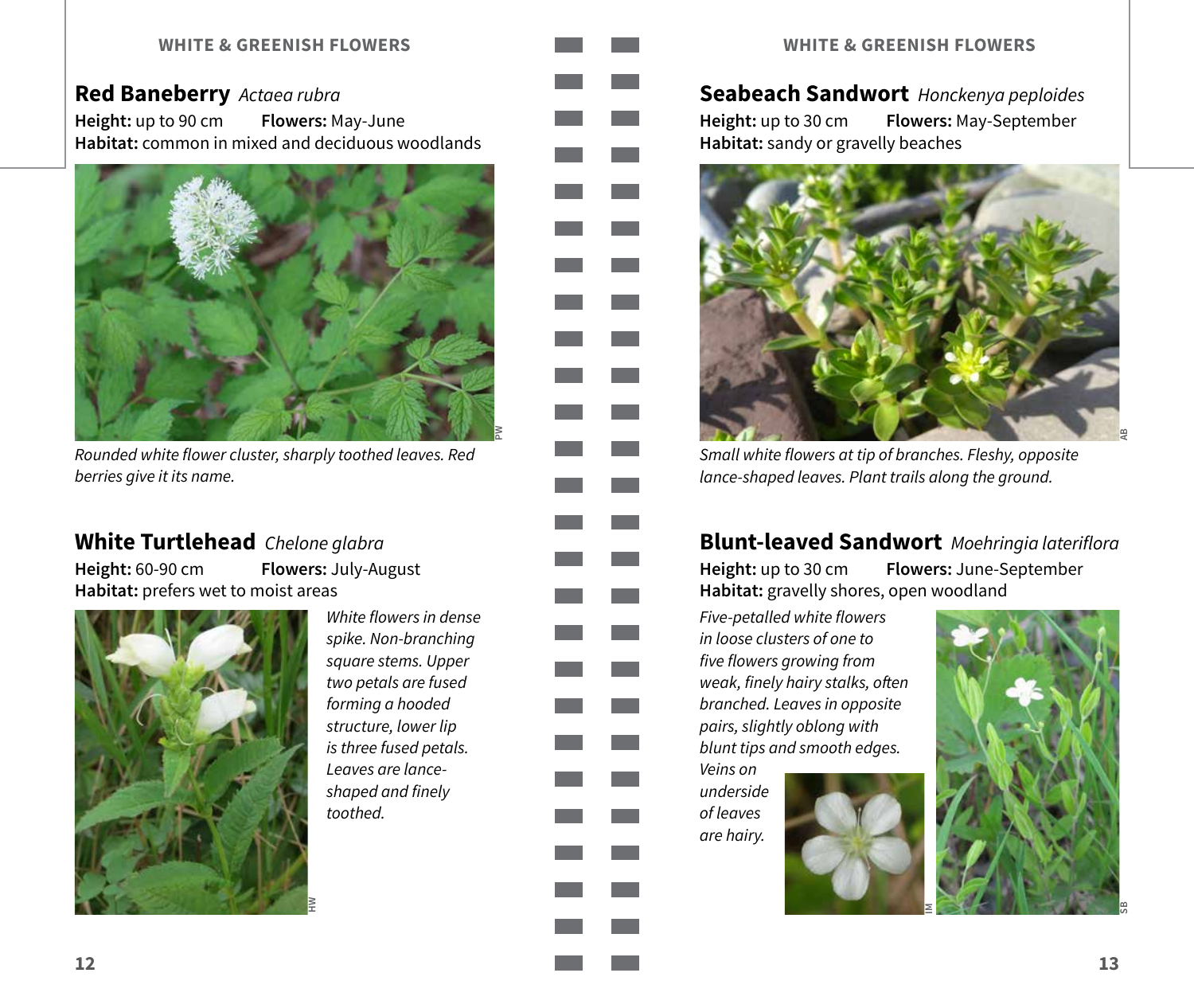## Red Baneberry *Actaea rubra*

**Height:** up to 90 cm **Flowers:** May-June
**Habitat:** common in mixed and deciduous woodlands

*Rounded white flower cluster, sharply toothed leaves. Red berries give it its name.*

## White Turtlehead *Chelone glabra*

**Height:** 60-90 cm **Flowers:** July-August
**Habitat:** prefers wet to moist areas

*White flowers in dense spike. Non-branching square stems. Upper two petals are fused forming a hooded structure, lower lip is three fused petals. Leaves are lance-shaped and finely toothed.*

## Seabeach Sandwort *Honckenya peploides*

**Height:** up to 30 cm **Flowers:** May-September
**Habitat:** sandy or gravelly beaches

*Small white flowers at tip of branches. Fleshy, opposite lance-shaped leaves. Plant trails along the ground.*

## Blunt-leaved Sandwort *Moehringia lateriflora*

**Height:** up to 30 cm **Flowers:** June-September
**Habitat:** gravelly shores, open woodland

*Five-petalled white flowers in loose clusters of one to five flowers growing from weak, finely hairy stalks, often branched. Leaves in opposite pairs, slightly oblong with blunt tips and smooth edges. Veins on underside of leaves are hairy.*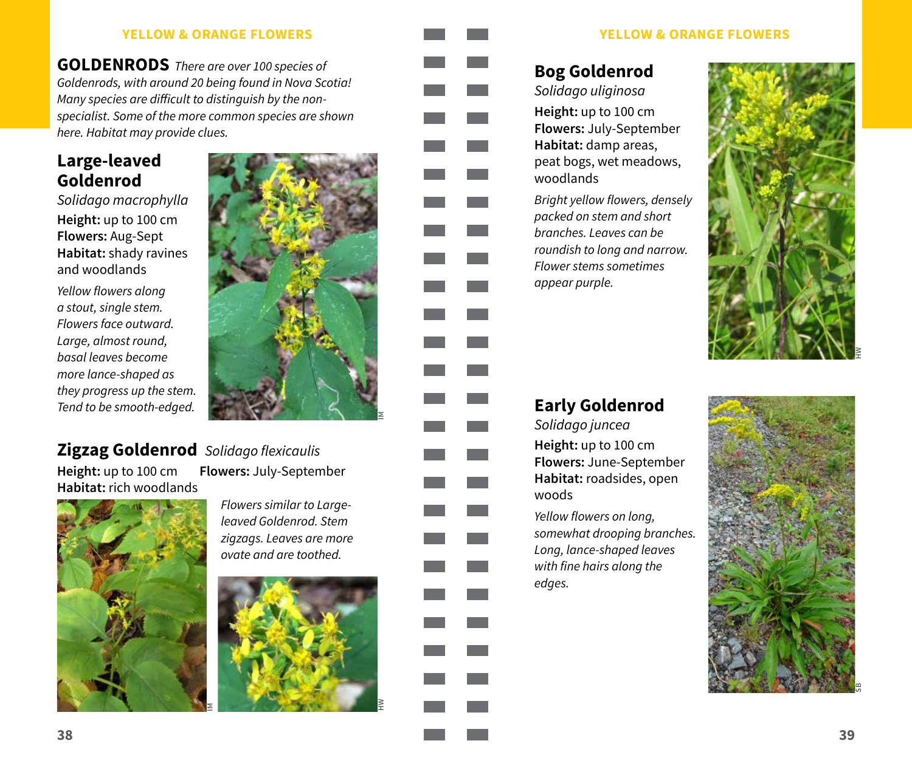**GOLDENRODS** *There are over 100 species of Goldenrods, with around 20 being found in Nova Scotia! Many species are difficult to distinguish by the non-specialist. Some of the more common species are shown here. Habitat may provide clues.*

## Large-leaved Goldenrod

*Solidago macrophylla*

**Height:** up to 100 cm
**Flowers:** Aug-Sept
**Habitat:** shady ravines and woodlands

*Yellow flowers along a stout, single stem. Flowers face outward. Large, almost round, basal leaves become more lance-shaped as they progress up the stem. Tend to be smooth-edged.*

IM

## Zigzag Goldenrod *Solidago flexicaulis*

**Height:** up to 100 cm **Flowers:** July-September
**Habitat:** rich woodlands

*Flowers similar to Large-leaved Goldenrod. Stem zigzags. Leaves are more ovate and are toothed.*

IM

HW

## Bog Goldenrod

*Solidago uliginosa*

**Height:** up to 100 cm
**Flowers:** July-September
**Habitat:** damp areas, peat bogs, wet meadows, woodlands

*Bright yellow flowers, densely packed on stem and short branches. Leaves can be roundish to long and narrow. Flower stems sometimes appear purple.*

HW

## Early Goldenrod

*Solidago juncea*

**Height:** up to 100 cm
**Flowers:** June-September
**Habitat:** roadsides, open woods

*Yellow flowers on long, somewhat drooping branches. Long, lance-shaped leaves with fine hairs along the edges.*

SB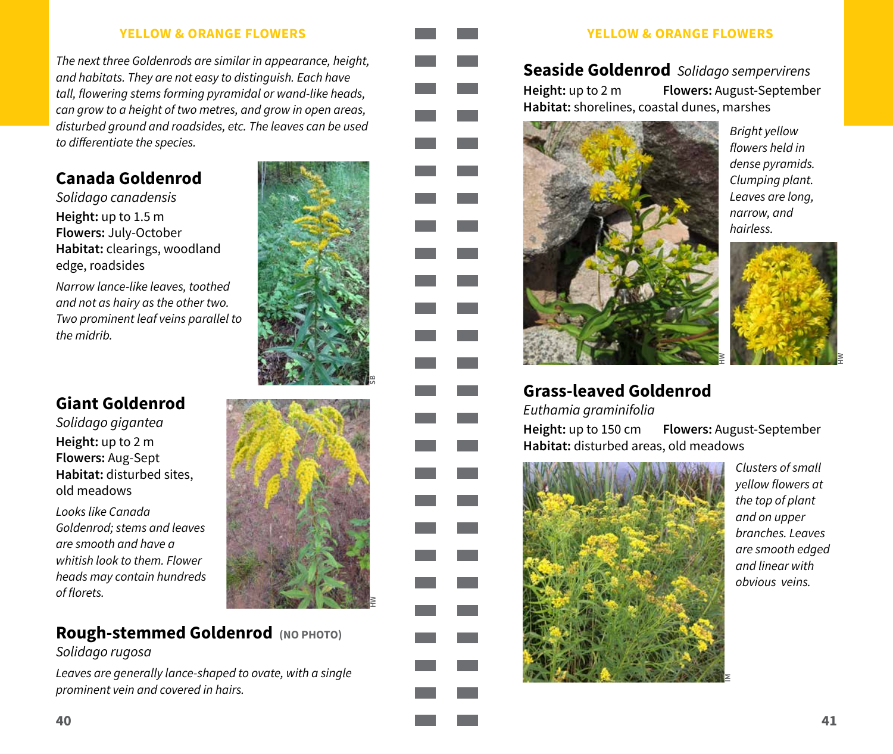*The next three Goldenrods are similar in appearance, height, and habitats. They are not easy to distinguish. Each have tall, flowering stems forming pyramidal or wand-like heads, can grow to a height of two metres, and grow in open areas, disturbed ground and roadsides, etc. The leaves can be used to differentiate the species.*

## Canada Goldenrod

*Solidago canadensis*

**Height:** up to 1.5 m
**Flowers:** July-October
**Habitat:** clearings, woodland edge, roadsides

*Narrow lance-like leaves, toothed and not as hairy as the other two. Two prominent leaf veins parallel to the midrib.*

## Giant Goldenrod

*Solidago gigantea*

**Height:** up to 2 m
**Flowers:** Aug-Sept
**Habitat:** disturbed sites, old meadows

*Looks like Canada Goldenrod; stems and leaves are smooth and have a whitish look to them. Flower heads may contain hundreds of florets.*

## Rough-stemmed Goldenrod (NO PHOTO)

*Solidago rugosa*

*Leaves are generally lance-shaped to ovate, with a single prominent vein and covered in hairs.*

## Seaside Goldenrod *Solidago sempervirens*

**Height:** up to 2 m **Flowers:** August-September
**Habitat:** shorelines, coastal dunes, marshes

*Bright yellow flowers held in dense pyramids. Clumping plant. Leaves are long, narrow, and hairless.*

## Grass-leaved Goldenrod

*Euthamia graminifolia*

**Height:** up to 150 cm **Flowers:** August-September
**Habitat:** disturbed areas, old meadows

*Clusters of small yellow flowers at the top of plant and on upper branches. Leaves are smooth edged and linear with obvious veins.*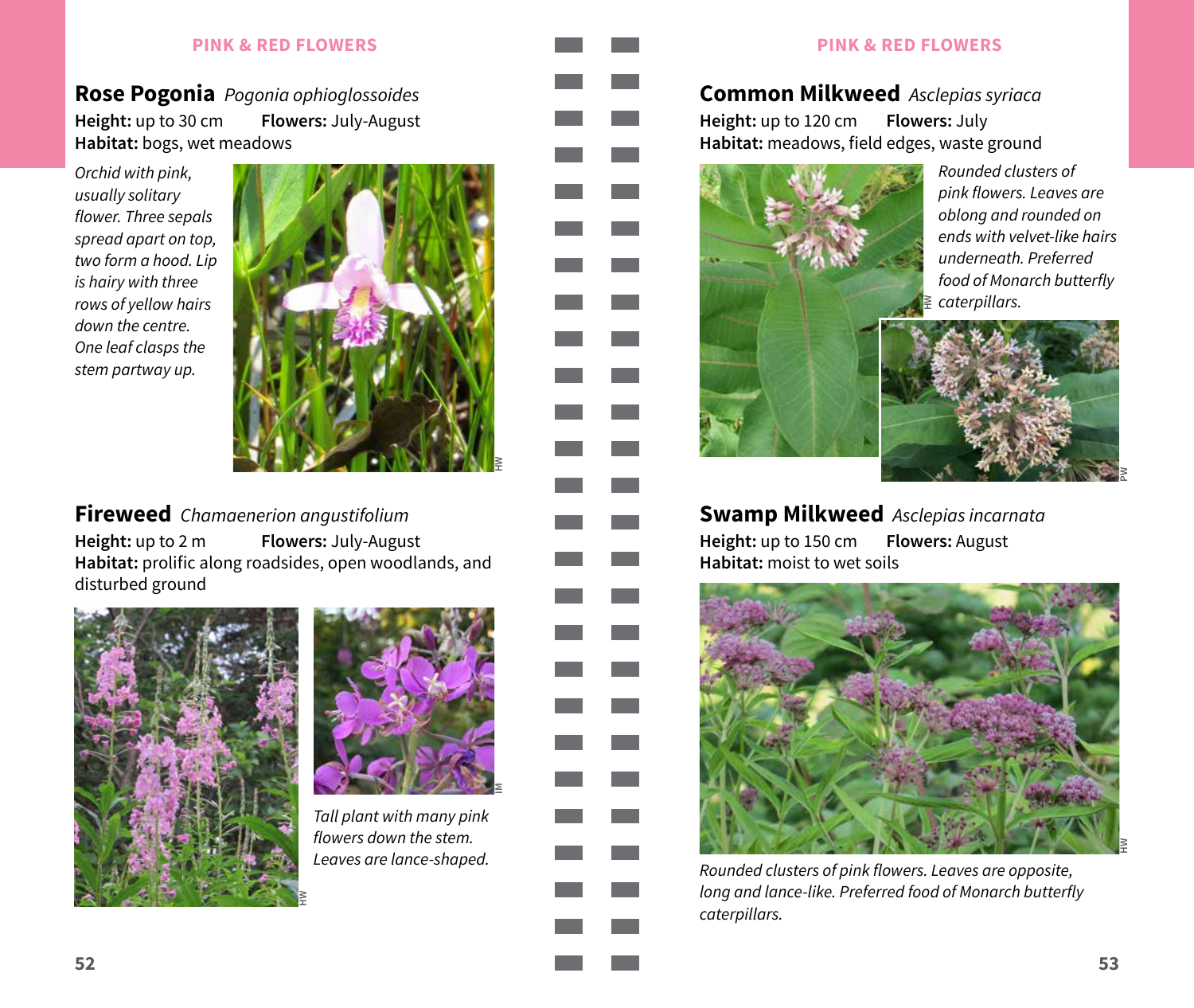## Rose Pogonia *Pogonia ophioglossoides*

**Height:** up to 30 cm **Flowers:** July-August
**Habitat:** bogs, wet meadows

*Orchid with pink, usually solitary flower. Three sepals spread apart on top, two form a hood. Lip is hairy with three rows of yellow hairs down the centre. One leaf clasps the stem partway up.*

HW

## Fireweed *Chamaenerion angustifolium*

**Height:** up to 2 m **Flowers:** July-August
**Habitat:** prolific along roadsides, open woodlands, and disturbed ground

HW

IM

*Tall plant with many pink flowers down the stem. Leaves are lance-shaped.*

## Common Milkweed *Asclepias syriaca*

**Height:** up to 120 cm **Flowers:** July
**Habitat:** meadows, field edges, waste ground

*Rounded clusters of pink flowers. Leaves are oblong and rounded on ends with velvet-like hairs underneath. Preferred food of Monarch butterfly caterpillars.*

HW

PW

## Swamp Milkweed *Asclepias incarnata*

**Height:** up to 150 cm **Flowers:** August
**Habitat:** moist to wet soils

HW

*Rounded clusters of pink flowers. Leaves are opposite, long and lance-like. Preferred food of Monarch butterfly caterpillars.*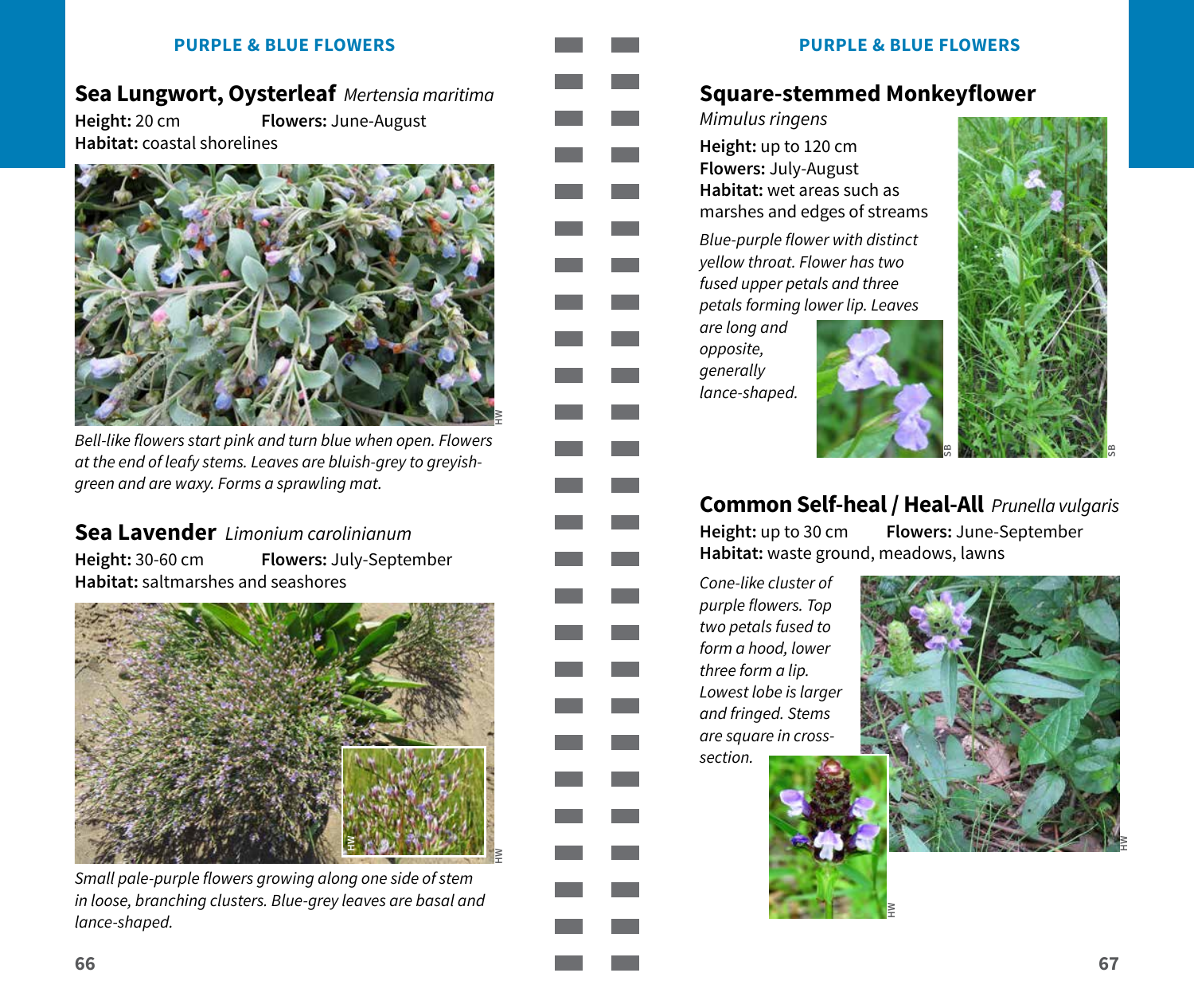## Sea Lungwort, Oysterleaf *Mertensia maritima*

**Height:** 20 cm **Flowers:** June-August
**Habitat:** coastal shorelines

*Bell-like flowers start pink and turn blue when open. Flowers at the end of leafy stems. Leaves are bluish-grey to greyish-green and are waxy. Forms a sprawling mat.*

## Sea Lavender *Limonium carolinianum*

**Height:** 30-60 cm **Flowers:** July-September
**Habitat:** saltmarshes and seashores

*Small pale-purple flowers growing along one side of stem in loose, branching clusters. Blue-grey leaves are basal and lance-shaped.*

## Square-stemmed Monkeyflower

*Mimulus ringens*

**Height:** up to 120 cm
**Flowers:** July-August
**Habitat:** wet areas such as marshes and edges of streams

*Blue-purple flower with distinct yellow throat. Flower has two fused upper petals and three petals forming lower lip. Leaves are long and opposite, generally lance-shaped.*

## Common Self-heal / Heal-All *Prunella vulgaris*

**Height:** up to 30 cm **Flowers:** June-September
**Habitat:** waste ground, meadows, lawns

*Cone-like cluster of purple flowers. Top two petals fused to form a hood, lower three form a lip. Lowest lobe is larger and fringed. Stems are square in cross-section.*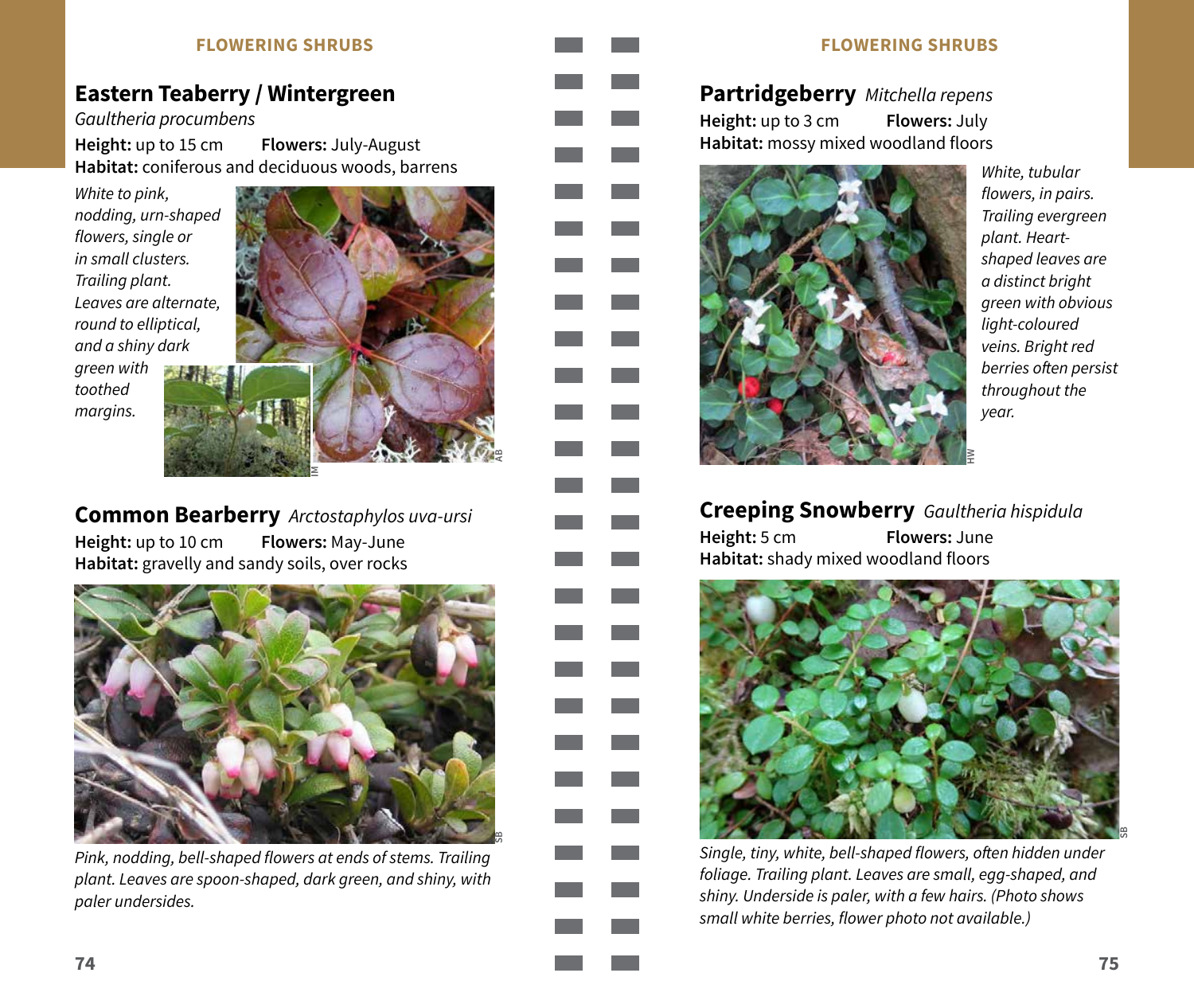## Eastern Teaberry / Wintergreen

*Gaultheria procumbens*

**Height:** up to 15 cm **Flowers:** July-August

**Habitat:** coniferous and deciduous woods, barrens

*White to pink, nodding, urn-shaped flowers, single or in small clusters. Trailing plant. Leaves are alternate, round to elliptical, and a shiny dark green with toothed margins.*

## Common Bearberry *Arctostaphylos uva-ursi*

**Height:** up to 10 cm **Flowers:** May-June

**Habitat:** gravelly and sandy soils, over rocks

*Pink, nodding, bell-shaped flowers at ends of stems. Trailing plant. Leaves are spoon-shaped, dark green, and shiny, with paler undersides.*

## Partridgeberry *Mitchella repens*

**Height:** up to 3 cm **Flowers:** July

**Habitat:** mossy mixed woodland floors

*White, tubular flowers, in pairs. Trailing evergreen plant. Heart-shaped leaves are a distinct bright green with obvious light-coloured veins. Bright red berries often persist throughout the year.*

## Creeping Snowberry *Gaultheria hispidula*

**Height:** 5 cm **Flowers:** June

**Habitat:** shady mixed woodland floors

*Single, tiny, white, bell-shaped flowers, often hidden under foliage. Trailing plant. Leaves are small, egg-shaped, and shiny. Underside is paler, with a few hairs. (Photo shows small white berries, flower photo not available.)*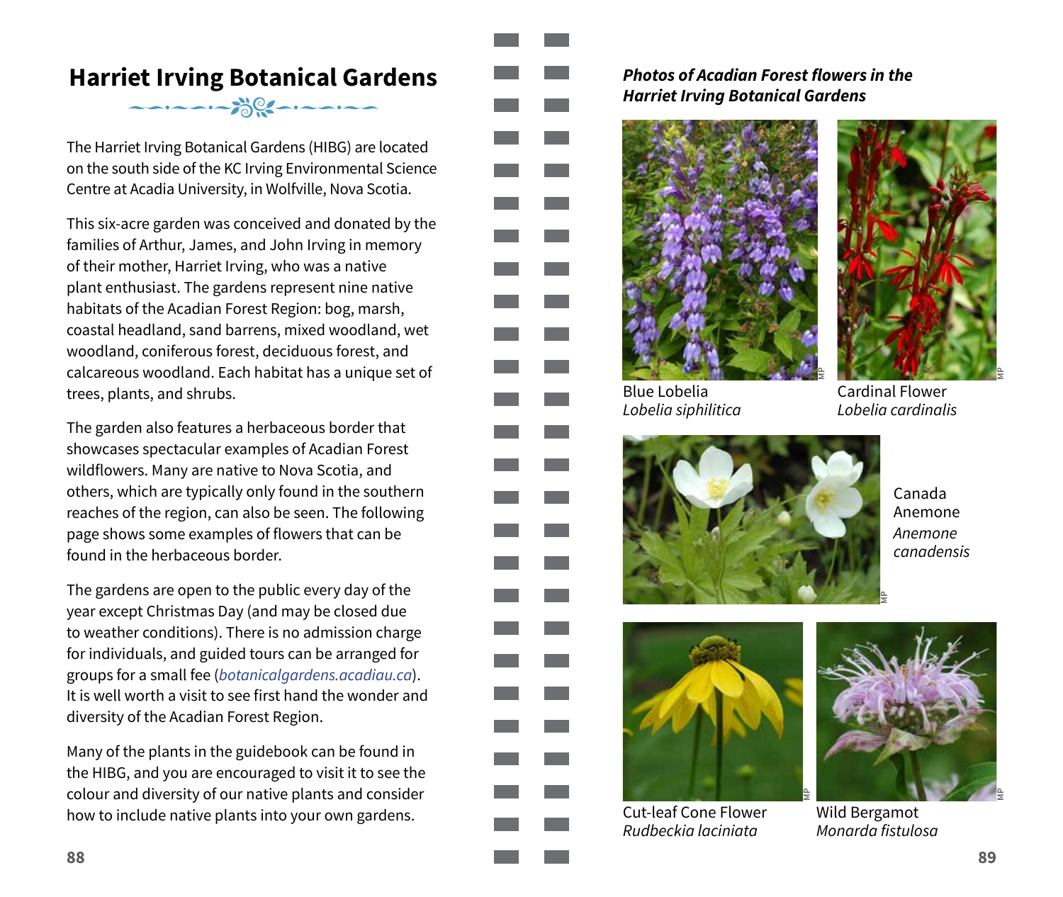# Harriet Irving Botanical Gardens

The Harriet Irving Botanical Gardens (HIBG) are located on the south side of the KC Irving Environmental Science Centre at Acadia University, in Wolfville, Nova Scotia.

This six-acre garden was conceived and donated by the families of Arthur, James, and John Irving in memory of their mother, Harriet Irving, who was a native plant enthusiast. The gardens represent nine native habitats of the Acadian Forest Region: bog, marsh, coastal headland, sand barrens, mixed woodland, wet woodland, coniferous forest, deciduous forest, and calcareous woodland. Each habitat has a unique set of trees, plants, and shrubs.

The garden also features a herbaceous border that showcases spectacular examples of Acadian Forest wildflowers. Many are native to Nova Scotia, and others, which are typically only found in the southern reaches of the region, can also be seen. The following page shows some examples of flowers that can be found in the herbaceous border.

The gardens are open to the public every day of the year except Christmas Day (and may be closed due to weather conditions). There is no admission charge for individuals, and guided tours can be arranged for groups for a small fee (*botanicalgardens.acadiau.ca*). It is well worth a visit to see first hand the wonder and diversity of the Acadian Forest Region.

Many of the plants in the guidebook can be found in the HIBG, and you are encouraged to visit it to see the colour and diversity of our native plants and consider how to include native plants into your own gardens.

***Photos of Acadian Forest flowers in the Harriet Irving Botanical Gardens***

Blue Lobelia
*Lobelia siphilitica*

Cardinal Flower
*Lobelia cardinalis*

Canada Anemone
*Anemone canadensis*

Cut-leaf Cone Flower
*Rudbeckia laciniata*

Wild Bergamot
*Monarda fistulosa*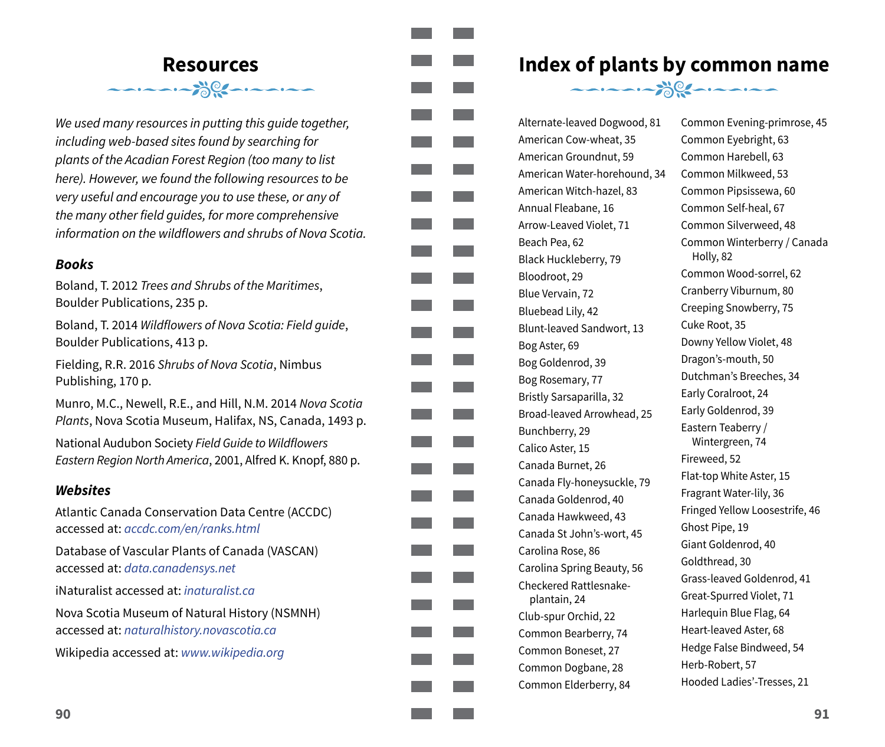# Resources

*We used many resources in putting this guide together, including web-based sites found by searching for plants of the Acadian Forest Region (too many to list here). However, we found the following resources to be very useful and encourage you to use these, or any of the many other field guides, for more comprehensive information on the wildflowers and shrubs of Nova Scotia.*

### *Books*

Boland, T. 2012 *Trees and Shrubs of the Maritimes*, Boulder Publications, 235 p.

Boland, T. 2014 *Wildflowers of Nova Scotia: Field guide*, Boulder Publications, 413 p.

Fielding, R.R. 2016 *Shrubs of Nova Scotia*, Nimbus Publishing, 170 p.

Munro, M.C., Newell, R.E., and Hill, N.M. 2014 *Nova Scotia Plants*, Nova Scotia Museum, Halifax, NS, Canada, 1493 p.

National Audubon Society *Field Guide to Wildflowers Eastern Region North America*, 2001, Alfred K. Knopf, 880 p.

### *Websites*

Atlantic Canada Conservation Data Centre (ACCDC) accessed at: *accdc.com/en/ranks.html*

Database of Vascular Plants of Canada (VASCAN) accessed at: *data.canadensys.net*

iNaturalist accessed at: *inaturalist.ca*

Nova Scotia Museum of Natural History (NSMNH) accessed at: *naturalhistory.novascotia.ca*

Wikipedia accessed at: *www.wikipedia.org*

# Index of plants by common name

Alternate-leaved Dogwood, 81
American Cow-wheat, 35
American Groundnut, 59
American Water-horehound, 34
American Witch-hazel, 83
Annual Fleabane, 16
Arrow-Leaved Violet, 71
Beach Pea, 62
Black Huckleberry, 79
Bloodroot, 29
Blue Vervain, 72
Bluebead Lily, 42
Blunt-leaved Sandwort, 13
Bog Aster, 69
Bog Goldenrod, 39
Bog Rosemary, 77
Bristly Sarsaparilla, 32
Broad-leaved Arrowhead, 25
Bunchberry, 29
Calico Aster, 15
Canada Burnet, 26
Canada Fly-honeysuckle, 79
Canada Goldenrod, 40
Canada Hawkweed, 43
Canada St John's-wort, 45
Carolina Rose, 86
Carolina Spring Beauty, 56
Checkered Rattlesnake-plantain, 24
Club-spur Orchid, 22
Common Bearberry, 74
Common Boneset, 27
Common Dogbane, 28
Common Elderberry, 84
Common Evening-primrose, 45
Common Eyebright, 63
Common Harebell, 63
Common Milkweed, 53
Common Pipsissewa, 60
Common Self-heal, 67
Common Silverweed, 48
Common Winterberry / Canada Holly, 82
Common Wood-sorrel, 62
Cranberry Viburnum, 80
Creeping Snowberry, 75
Cuke Root, 35
Downy Yellow Violet, 48
Dragon's-mouth, 50
Dutchman's Breeches, 34
Early Coralroot, 24
Early Goldenrod, 39
Eastern Teaberry / Wintergreen, 74
Fireweed, 52
Flat-top White Aster, 15
Fragrant Water-lily, 36
Fringed Yellow Loosestrife, 46
Ghost Pipe, 19
Giant Goldenrod, 40
Goldthread, 30
Grass-leaved Goldenrod, 41
Great-Spurred Violet, 71
Harlequin Blue Flag, 64
Heart-leaved Aster, 68
Hedge False Bindweed, 54
Herb-Robert, 57
Hooded Ladies'-Tresses, 21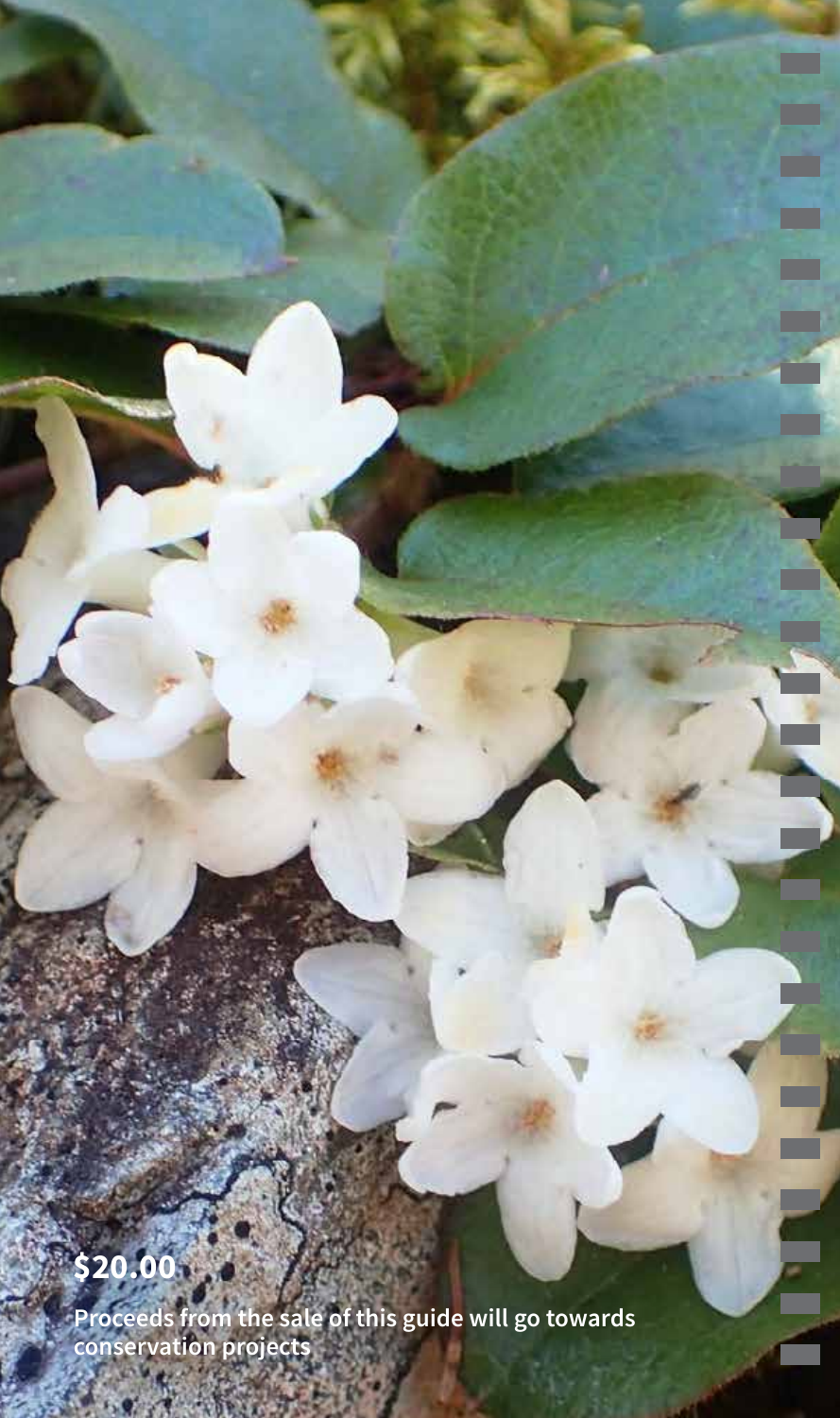**$20.00**

**Proceeds from the sale of this guide will go towards conservation projects**